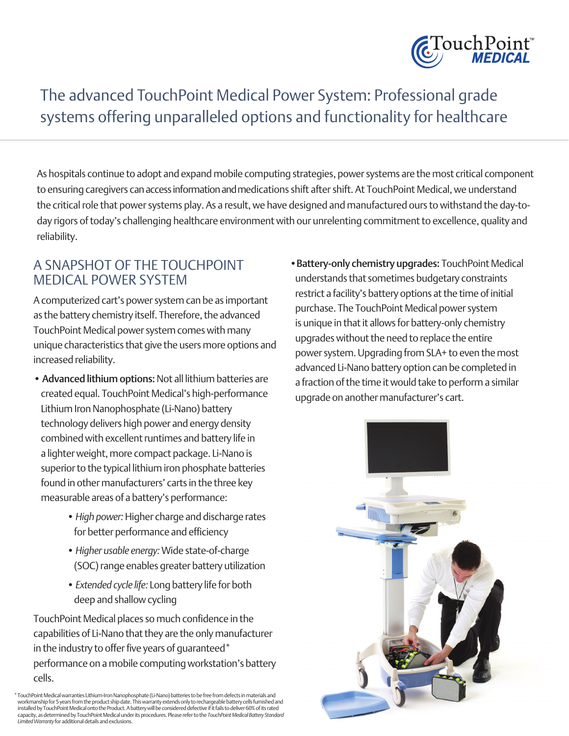# The advanced TouchPoint Medical Power System: Professional grade systems offering unparalleled options and functionality for healthcare

As hospitals continue to adopt and expand mobile computing strategies, power systems are the most critical component to ensuring caregivers can access information and medications shift after shift. At TouchPoint Medical, we understand the critical role that power systems play. As a result, we have designed and manufactured ours to withstand the day-to-day rigors of today's challenging healthcare environment with our unrelenting commitment to excellence, quality and reliability.

## A SNAPSHOT OF THE TOUCHPOINT MEDICAL POWER SYSTEM

A computerized cart's power system can be as important as the battery chemistry itself. Therefore, the advanced TouchPoint Medical power system comes with many unique characteristics that give the users more options and increased reliability.

- **Advanced lithium options:** Not all lithium batteries are created equal. TouchPoint Medical's high-performance Lithium Iron Nanophosphate (Li-Nano) battery technology delivers high power and energy density combined with excellent runtimes and battery life in a lighter weight, more compact package. Li-Nano is superior to the typical lithium iron phosphate batteries found in other manufacturers' carts in the three key measurable areas of a battery's performance:
    - *High power:* Higher charge and discharge rates for better performance and efficiency
    - *Higher usable energy:* Wide state-of-charge (SOC) range enables greater battery utilization
    - *Extended cycle life:* Long battery life for both deep and shallow cycling

TouchPoint Medical places so much confidence in the capabilities of Li-Nano that they are the only manufacturer in the industry to offer five years of guaranteed* performance on a mobile computing workstation's battery cells.

- **Battery-only chemistry upgrades:** TouchPoint Medical understands that sometimes budgetary constraints restrict a facility's battery options at the time of initial purchase. The TouchPoint Medical power system is unique in that it allows for battery-only chemistry upgrades without the need to replace the entire power system. Upgrading from SLA+ to even the most advanced Li-Nano battery option can be completed in a fraction of the time it would take to perform a similar upgrade on another manufacturer's cart.

* TouchPoint Medical warranties Lithium-Iron Nanophosphate (Li-Nano) batteries to be free from defects in materials and workmanship for 5 years from the product ship date. This warranty extends only to rechargeable battery cells furnished and installed by TouchPoint Medical onto the Product. A battery will be considered defective if it fails to deliver 60% of its rated capacity, as determined by TouchPoint Medical under its procedures. Please refer to the *TouchPoint Medical Battery Standard Limited Warranty* for additional details and exclusions.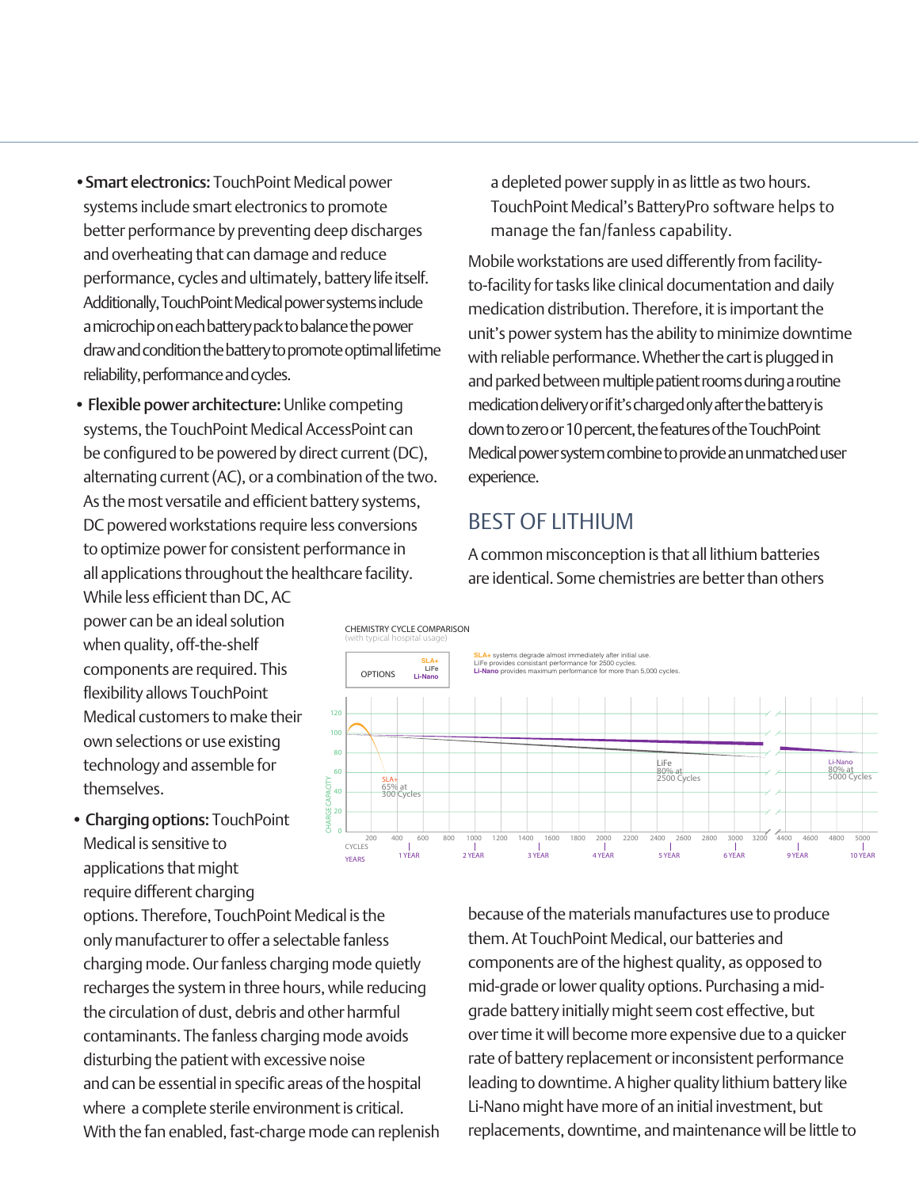- **Smart electronics:** TouchPoint Medical power systems include smart electronics to promote better performance by preventing deep discharges and overheating that can damage and reduce performance, cycles and ultimately, battery life itself. Additionally, TouchPoint Medical power systems include a microchip on each battery pack to balance the power draw and condition the battery to promote optimal lifetime reliability, performance and cycles.

- **Flexible power architecture:** Unlike competing systems, the TouchPoint Medical AccessPoint can be configured to be powered by direct current (DC), alternating current (AC), or a combination of the two. As the most versatile and efficient battery systems, DC powered workstations require less conversions to optimize power for consistent performance in all applications throughout the healthcare facility. While less efficient than DC, AC power can be an ideal solution when quality, off-the-shelf components are required. This flexibility allows TouchPoint Medical customers to make their own selections or use existing technology and assemble for themselves.

- **Charging options:** TouchPoint Medical is sensitive to applications that might require different charging options. Therefore, TouchPoint Medical is the only manufacturer to offer a selectable fanless charging mode. Our fanless charging mode quietly recharges the system in three hours, while reducing the circulation of dust, debris and other harmful contaminants. The fanless charging mode avoids disturbing the patient with excessive noise and can be essential in specific areas of the hospital where a complete sterile environment is critical. With the fan enabled, fast-charge mode can replenish a depleted power supply in as little as two hours. TouchPoint Medical's BatteryPro software helps to manage the fan/fanless capability.

Mobile workstations are used differently from facility-to-facility for tasks like clinical documentation and daily medication distribution. Therefore, it is important the unit's power system has the ability to minimize downtime with reliable performance. Whether the cart is plugged in and parked between multiple patient rooms during a routine medication delivery or if it's charged only after the battery is down to zero or 10 percent, the features of the TouchPoint Medical power system combine to provide an unmatched user experience.

## BEST OF LITHIUM

A common misconception is that all lithium batteries are identical. Some chemistries are better than others because of the materials manufactures use to produce them. At TouchPoint Medical, our batteries and components are of the highest quality, as opposed to mid-grade or lower quality options. Purchasing a mid-grade battery initially might seem cost effective, but over time it will become more expensive due to a quicker rate of battery replacement or inconsistent performance leading to downtime. A higher quality lithium battery like Li-Nano might have more of an initial investment, but replacements, downtime, and maintenance will be little to

CHEMISTRY CYCLE COMPARISON
(with typical hospital usage)

OPTIONS: SLA+, LiFe, Li-Nano

SLA+ systems degrade almost immediately after initial use.
LiFe provides consistant performance for 2500 cycles.
Li-Nano provides maximum performance for more than 5,000 cycles.

SLA+ 65% at 300 Cycles
LiFe 80% at 2500 Cycles
Li-Nano 80% at 5000 Cycles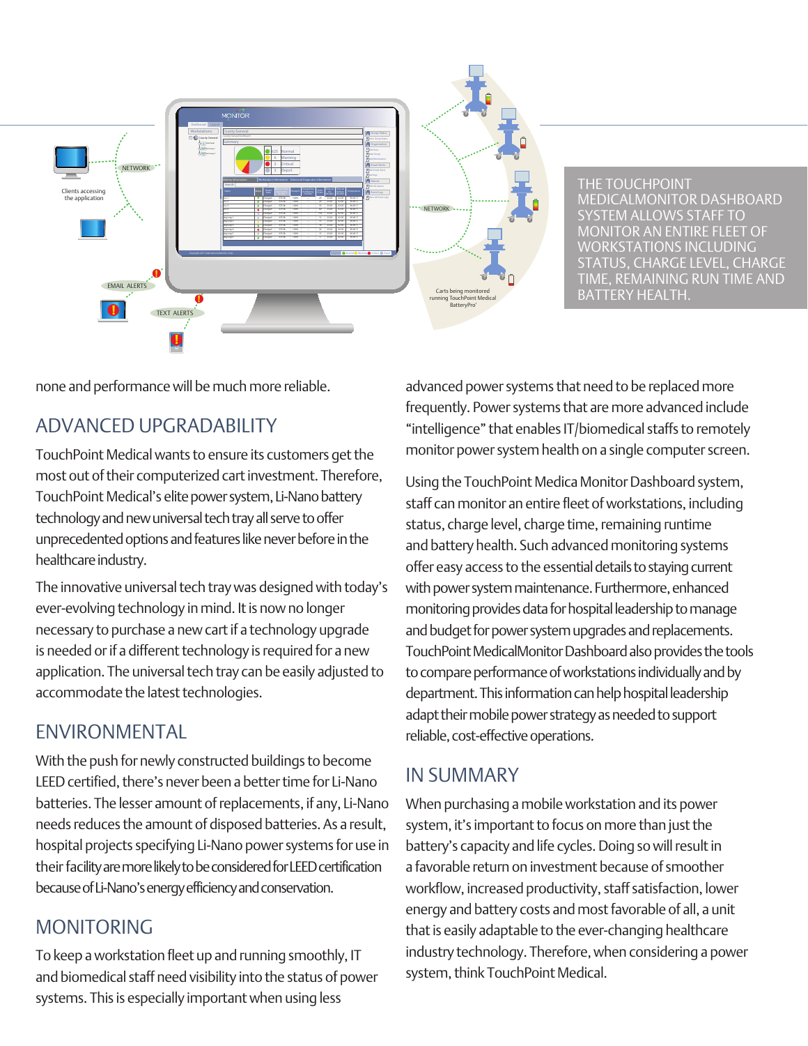THE TOUCHPOINT MEDICALMONITOR DASHBOARD SYSTEM ALLOWS STAFF TO MONITOR AN ENTIRE FLEET OF WORKSTATIONS INCLUDING STATUS, CHARGE LEVEL, CHARGE TIME, REMAINING RUN TIME AND BATTERY HEALTH.

none and performance will be much more reliable.

## ADVANCED UPGRADABILITY

TouchPoint Medical wants to ensure its customers get the most out of their computerized cart investment. Therefore, TouchPoint Medical's elite power system, Li-Nano battery technology and new universal tech tray all serve to offer unprecedented options and features like never before in the healthcare industry.

The innovative universal tech tray was designed with today's ever-evolving technology in mind. It is now no longer necessary to purchase a new cart if a technology upgrade is needed or if a different technology is required for a new application. The universal tech tray can be easily adjusted to accommodate the latest technologies.

## ENVIRONMENTAL

With the push for newly constructed buildings to become LEED certified, there's never been a better time for Li-Nano batteries. The lesser amount of replacements, if any, Li-Nano needs reduces the amount of disposed batteries. As a result, hospital projects specifying Li-Nano power systems for use in their facility are more likely to be considered for LEED certification because of Li-Nano's energy efficiency and conservation.

## MONITORING

To keep a workstation fleet up and running smoothly, IT and biomedical staff need visibility into the status of power systems. This is especially important when using less advanced power systems that need to be replaced more frequently. Power systems that are more advanced include "intelligence" that enables IT/biomedical staffs to remotely monitor power system health on a single computer screen.

Using the TouchPoint Medica Monitor Dashboard system, staff can monitor an entire fleet of workstations, including status, charge level, charge time, remaining runtime and battery health. Such advanced monitoring systems offer easy access to the essential details to staying current with power system maintenance. Furthermore, enhanced monitoring provides data for hospital leadership to manage and budget for power system upgrades and replacements. TouchPoint MedicalMonitor Dashboard also provides the tools to compare performance of workstations individually and by department. This information can help hospital leadership adapt their mobile power strategy as needed to support reliable, cost-effective operations.

## IN SUMMARY

When purchasing a mobile workstation and its power system, it's important to focus on more than just the battery's capacity and life cycles. Doing so will result in a favorable return on investment because of smoother workflow, increased productivity, staff satisfaction, lower energy and battery costs and most favorable of all, a unit that is easily adaptable to the ever-changing healthcare industry technology. Therefore, when considering a power system, think TouchPoint Medical.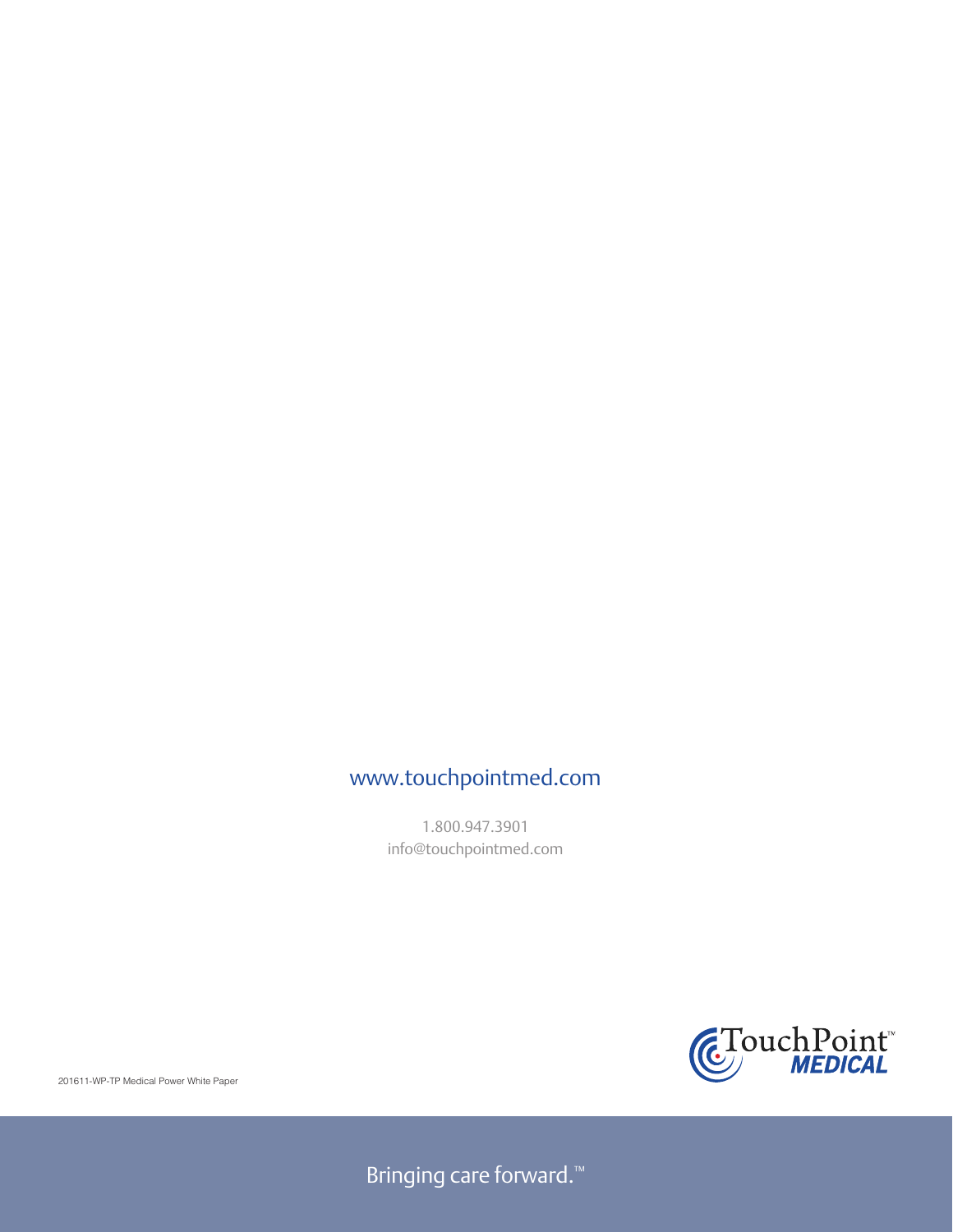www.touchpointmed.com

1.800.947.3901
info@touchpointmed.com

TouchPoint™ MEDICAL

201611-WP-TP Medical Power White Paper

Bringing care forward.™